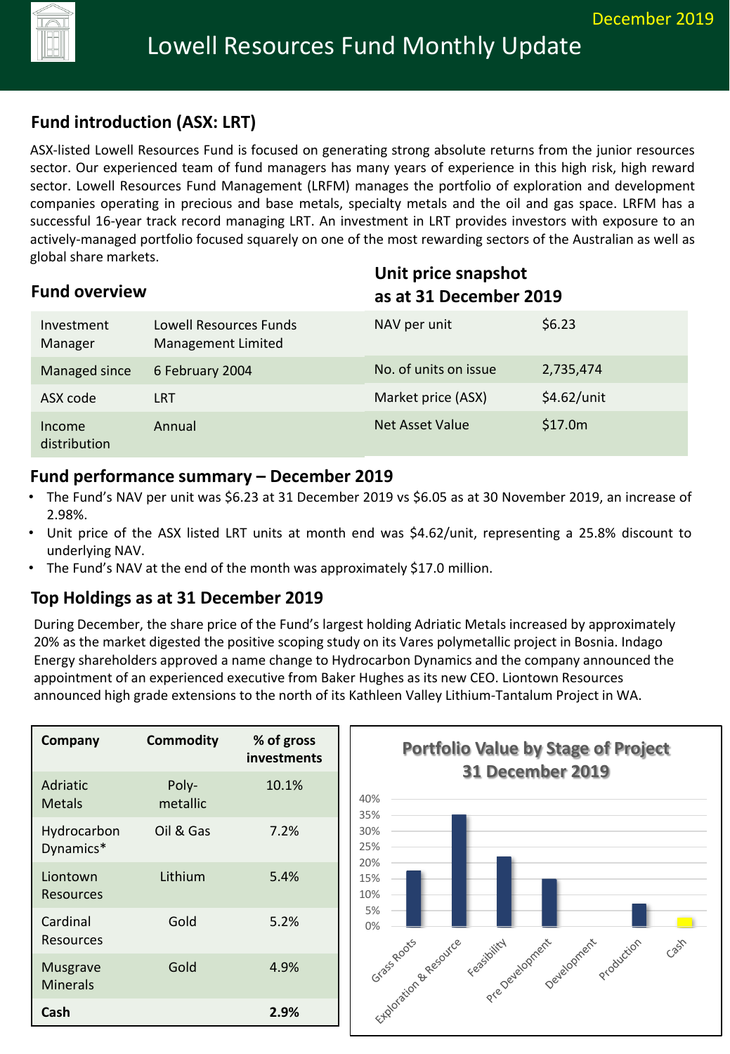December 2019

# Lowell Resources Fund Monthly Update

## Fund introduction (ASX: LRT)

ASX-listed Lowell Resources Fund is focused on generating strong absolute returns from the junior resources sector. Our experienced team of fund managers has many years of experience in this high risk, high reward sector. Lowell Resources Fund Management (LRFM) manages the portfolio of exploration and development companies operating in precious and base metals, specialty metals and the oil and gas space. LRFM has a successful 16-year track record managing LRT. An investment in LRT provides investors with exposure to an actively-managed portfolio focused squarely on one of the most rewarding sectors of the Australian as well as global share markets.

## Fund overview

| | |
|---|---|
| Investment Manager | Lowell Resources Funds Management Limited |
| Managed since | 6 February 2004 |
| ASX code | LRT |
| Income distribution | Annual |

## Unit price snapshot as at 31 December 2019

| | |
|---|---|
| NAV per unit | $6.23 |
| No. of units on issue | 2,735,474 |
| Market price (ASX) | $4.62/unit |
| Net Asset Value | $17.0m |

## Fund performance summary – December 2019

- The Fund's NAV per unit was $6.23 at 31 December 2019 vs $6.05 as at 30 November 2019, an increase of 2.98%.
- Unit price of the ASX listed LRT units at month end was $4.62/unit, representing a 25.8% discount to underlying NAV.
- The Fund's NAV at the end of the month was approximately $17.0 million.

## Top Holdings as at 31 December 2019

During December, the share price of the Fund's largest holding Adriatic Metals increased by approximately 20% as the market digested the positive scoping study on its Vares polymetallic project in Bosnia. Indago Energy shareholders approved a name change to Hydrocarbon Dynamics and the company announced the appointment of an experienced executive from Baker Hughes as its new CEO. Liontown Resources announced high grade extensions to the north of its Kathleen Valley Lithium-Tantalum Project in WA.

| Company | Commodity | % of gross investments |
|---|---|---|
| Adriatic Metals | Poly-metallic | 10.1% |
| Hydrocarbon Dynamics* | Oil & Gas | 7.2% |
| Liontown Resources | Lithium | 5.4% |
| Cardinal Resources | Gold | 5.2% |
| Musgrave Minerals | Gold | 4.9% |
| **Cash** | | **2.9%** |

**Portfolio Value by Stage of Project 31 December 2019**

| Stage | Approx. % |
|---|---|
| Grass Roots | 17.5% |
| Exploration & Resource | 35% |
| Feasibility | 22% |
| Pre Development | 15% |
| Development | 0% |
| Production | 7% |
| Cash | 3% |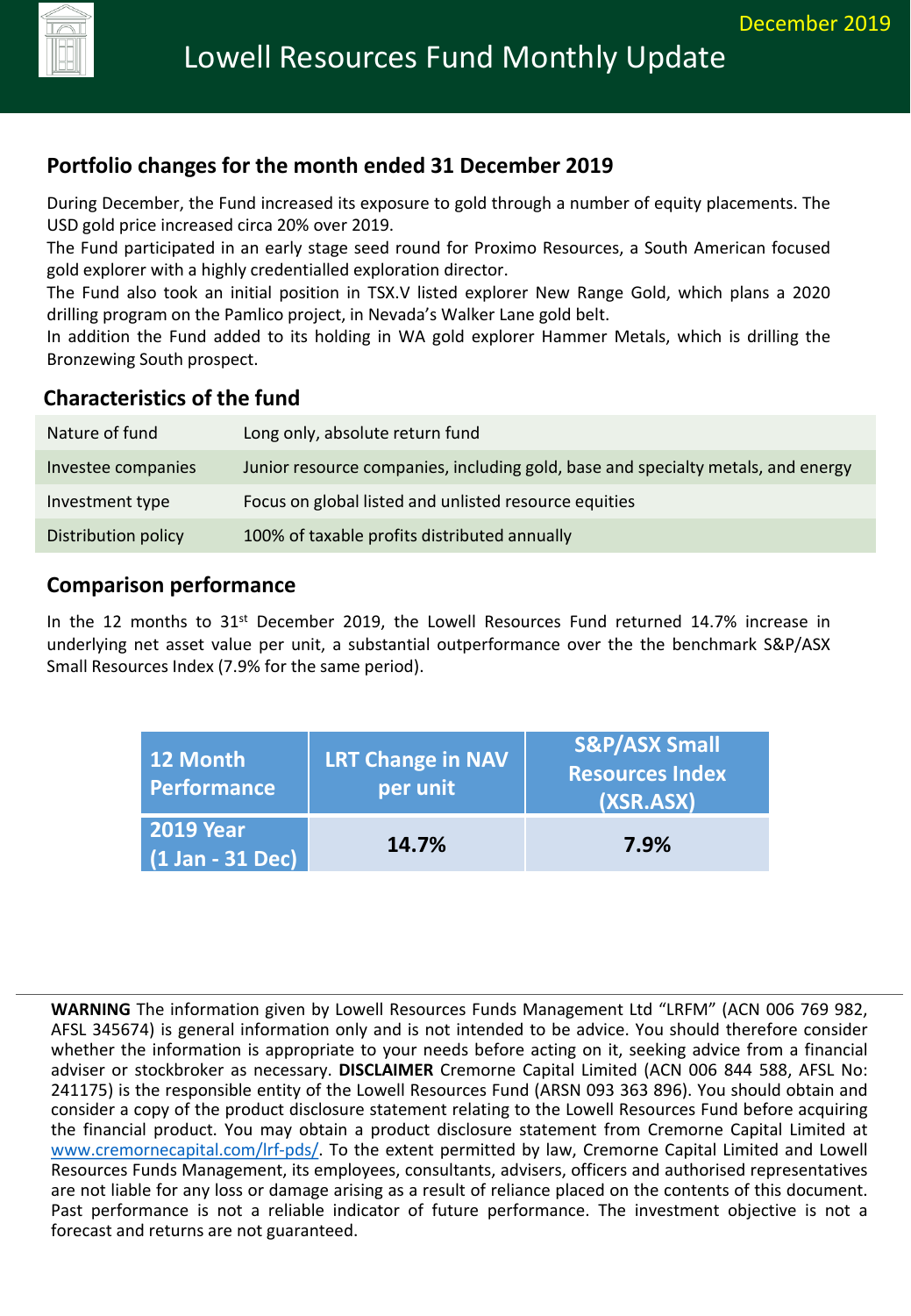# Lowell Resources Fund Monthly Update

December 2019

## Portfolio changes for the month ended 31 December 2019

During December, the Fund increased its exposure to gold through a number of equity placements. The USD gold price increased circa 20% over 2019.

The Fund participated in an early stage seed round for Proximo Resources, a South American focused gold explorer with a highly credentialled exploration director.

The Fund also took an initial position in TSX.V listed explorer New Range Gold, which plans a 2020 drilling program on the Pamlico project, in Nevada's Walker Lane gold belt.

In addition the Fund added to its holding in WA gold explorer Hammer Metals, which is drilling the Bronzewing South prospect.

## Characteristics of the fund

| | |
|---|---|
| Nature of fund | Long only, absolute return fund |
| Investee companies | Junior resource companies, including gold, base and specialty metals, and energy |
| Investment type | Focus on global listed and unlisted resource equities |
| Distribution policy | 100% of taxable profits distributed annually |

## Comparison performance

In the 12 months to 31st December 2019, the Lowell Resources Fund returned 14.7% increase in underlying net asset value per unit, a substantial outperformance over the the benchmark S&P/ASX Small Resources Index (7.9% for the same period).

| 12 Month Performance | LRT Change in NAV per unit | S&P/ASX Small Resources Index (XSR.ASX) |
|---|---|---|
| 2019 Year (1 Jan - 31 Dec) | **14.7%** | **7.9%** |

**WARNING** The information given by Lowell Resources Funds Management Ltd "LRFM" (ACN 006 769 982, AFSL 345674) is general information only and is not intended to be advice. You should therefore consider whether the information is appropriate to your needs before acting on it, seeking advice from a financial adviser or stockbroker as necessary. **DISCLAIMER** Cremorne Capital Limited (ACN 006 844 588, AFSL No: 241175) is the responsible entity of the Lowell Resources Fund (ARSN 093 363 896). You should obtain and consider a copy of the product disclosure statement relating to the Lowell Resources Fund before acquiring the financial product. You may obtain a product disclosure statement from Cremorne Capital Limited at www.cremornecapital.com/lrf-pds/. To the extent permitted by law, Cremorne Capital Limited and Lowell Resources Funds Management, its employees, consultants, advisers, officers and authorised representatives are not liable for any loss or damage arising as a result of reliance placed on the contents of this document. Past performance is not a reliable indicator of future performance. The investment objective is not a forecast and returns are not guaranteed.